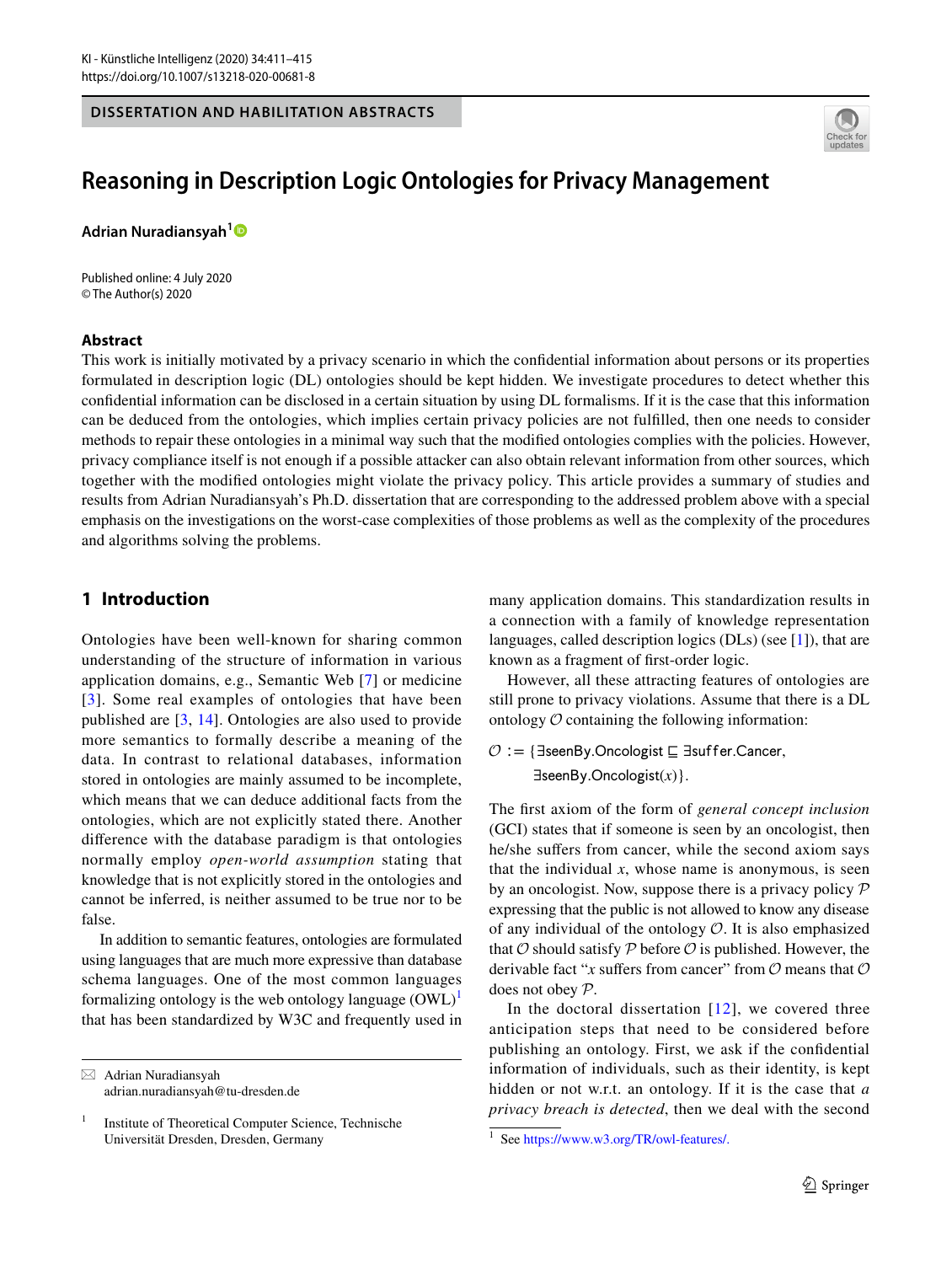DISSERTATION AND HABILITATION ABSTRACTS

# Reasoning in Description Logic Ontologies for Privacy Management

**Adrian Nuradiansyah**[1]

Published online: 4 July 2020
© The Author(s) 2020

## Abstract

This work is initially motivated by a privacy scenario in which the confidential information about persons or its properties formulated in description logic (DL) ontologies should be kept hidden. We investigate procedures to detect whether this confidential information can be disclosed in a certain situation by using DL formalisms. If it is the case that this information can be deduced from the ontologies, which implies certain privacy policies are not fulfilled, then one needs to consider methods to repair these ontologies in a minimal way such that the modified ontologies complies with the policies. However, privacy compliance itself is not enough if a possible attacker can also obtain relevant information from other sources, which together with the modified ontologies might violate the privacy policy. This article provides a summary of studies and results from Adrian Nuradiansyah's Ph.D. dissertation that are corresponding to the addressed problem above with a special emphasis on the investigations on the worst-case complexities of those problems as well as the complexity of the procedures and algorithms solving the problems.

## 1 Introduction

Ontologies have been well-known for sharing common understanding of the structure of information in various application domains, e.g., Semantic Web [7] or medicine [3]. Some real examples of ontologies that have been published are [3, 14]. Ontologies are also used to provide more semantics to formally describe a meaning of the data. In contrast to relational databases, information stored in ontologies are mainly assumed to be incomplete, which means that we can deduce additional facts from the ontologies, which are not explicitly stated there. Another difference with the database paradigm is that ontologies normally employ *open-world assumption* stating that knowledge that is not explicitly stored in the ontologies and cannot be inferred, is neither assumed to be true nor to be false.

In addition to semantic features, ontologies are formulated using languages that are much more expressive than database schema languages. One of the most common languages formalizing ontology is the web ontology language (OWL)[1] that has been standardized by W3C and frequently used in many application domains. This standardization results in a connection with a family of knowledge representation languages, called description logics (DLs) (see [1]), that are known as a fragment of first-order logic.

However, all these attracting features of ontologies are still prone to privacy violations. Assume that there is a DL ontology $\mathcal{O}$ containing the following information:

$$\mathcal{O} := \{\exists \mathsf{seenBy}.\mathsf{Oncologist} \sqsubseteq \exists \mathsf{suffer}.\mathsf{Cancer}, \\ \exists \mathsf{seenBy}.\mathsf{Oncologist}(x)\}.$$

The first axiom of the form of *general concept inclusion* (GCI) states that if someone is seen by an oncologist, then he/she suffers from cancer, while the second axiom says that the individual $x$, whose name is anonymous, is seen by an oncologist. Now, suppose there is a privacy policy $\mathcal{P}$ expressing that the public is not allowed to know any disease of any individual of the ontology $\mathcal{O}$. It is also emphasized that $\mathcal{O}$ should satisfy $\mathcal{P}$ before $\mathcal{O}$ is published. However, the derivable fact "$x$ suffers from cancer" from $\mathcal{O}$ means that $\mathcal{O}$ does not obey $\mathcal{P}$.

In the doctoral dissertation [12], we covered three anticipation steps that need to be considered before publishing an ontology. First, we ask if the confidential information of individuals, such as their identity, is kept hidden or not w.r.t. an ontology. If it is the case that *a privacy breach is detected*, then we deal with the second

---

✉ Adrian Nuradiansyah
adrian.nuradiansyah@tu-dresden.de

[1] Institute of Theoretical Computer Science, Technische Universität Dresden, Dresden, Germany

[1] See https://www.w3.org/TR/owl-features/.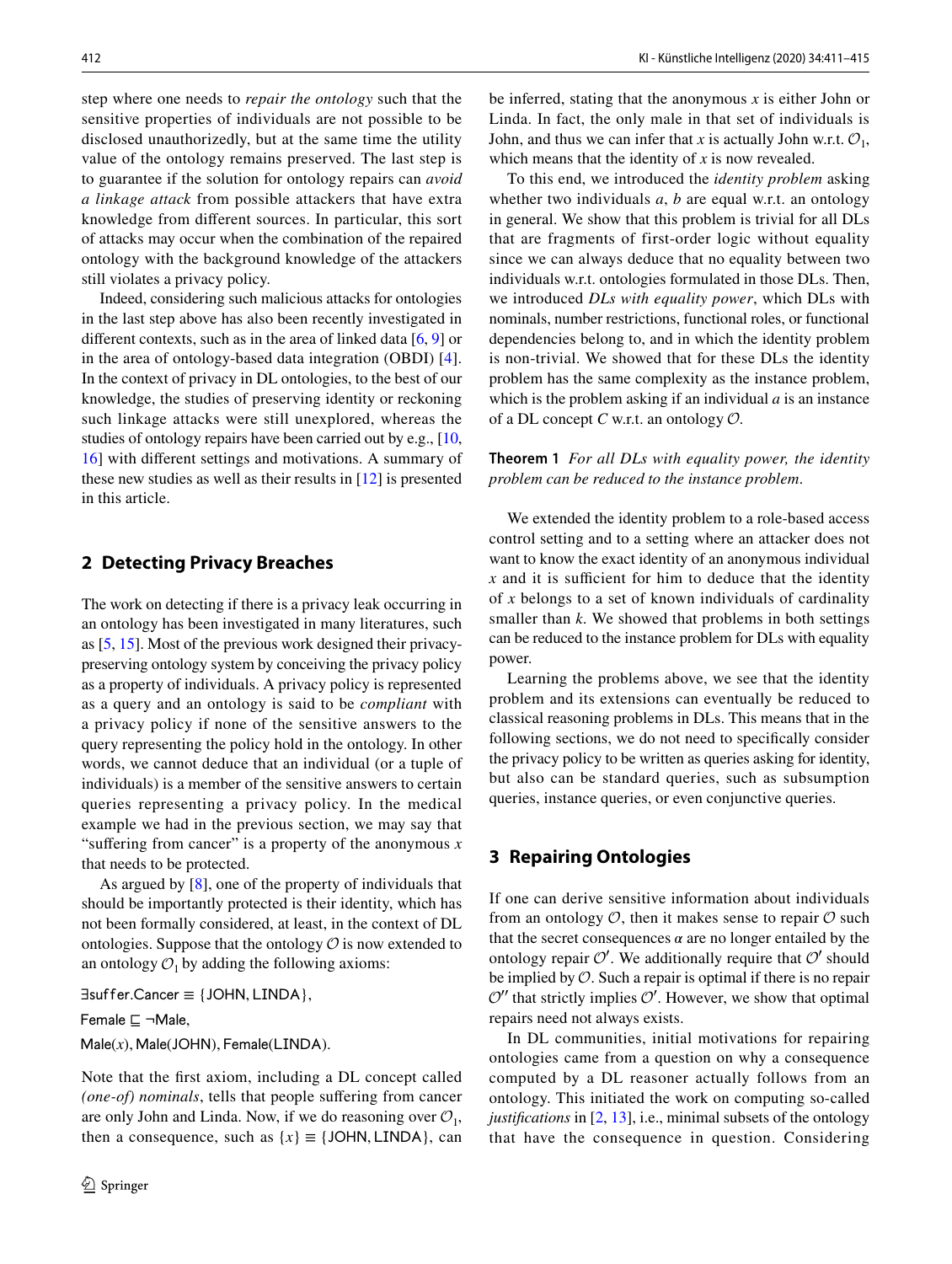step where one needs to *repair the ontology* such that the sensitive properties of individuals are not possible to be disclosed unauthorizedly, but at the same time the utility value of the ontology remains preserved. The last step is to guarantee if the solution for ontology repairs can *avoid a linkage attack* from possible attackers that have extra knowledge from different sources. In particular, this sort of attacks may occur when the combination of the repaired ontology with the background knowledge of the attackers still violates a privacy policy.

Indeed, considering such malicious attacks for ontologies in the last step above has also been recently investigated in different contexts, such as in the area of linked data [6, 9] or in the area of ontology-based data integration (OBDI) [4]. In the context of privacy in DL ontologies, to the best of our knowledge, the studies of preserving identity or reckoning such linkage attacks were still unexplored, whereas the studies of ontology repairs have been carried out by e.g., [10, 16] with different settings and motivations. A summary of these new studies as well as their results in [12] is presented in this article.

## 2 Detecting Privacy Breaches

The work on detecting if there is a privacy leak occurring in an ontology has been investigated in many literatures, such as [5, 15]. Most of the previous work designed their privacy-preserving ontology system by conceiving the privacy policy as a property of individuals. A privacy policy is represented as a query and an ontology is said to be *compliant* with a privacy policy if none of the sensitive answers to the query representing the policy hold in the ontology. In other words, we cannot deduce that an individual (or a tuple of individuals) is a member of the sensitive answers to certain queries representing a privacy policy. In the medical example we had in the previous section, we may say that "suffering from cancer" is a property of the anonymous $x$ that needs to be protected.

As argued by [8], one of the property of individuals that should be importantly protected is their identity, which has not been formally considered, at least, in the context of DL ontologies. Suppose that the ontology $\mathcal{O}$ is now extended to an ontology $\mathcal{O}_1$ by adding the following axioms:

$\exists \mathsf{suffer}.\mathsf{Cancer} \equiv \{\mathsf{JOHN}, \mathsf{LINDA}\}$,

$\mathsf{Female} \sqsubseteq \neg \mathsf{Male}$,

$\mathsf{Male}(x), \mathsf{Male}(\mathsf{JOHN}), \mathsf{Female}(\mathsf{LINDA})$.

Note that the first axiom, including a DL concept called *(one-of) nominals*, tells that people suffering from cancer are only John and Linda. Now, if we do reasoning over $\mathcal{O}_1$, then a consequence, such as $\{x\} \equiv \{\mathsf{JOHN}, \mathsf{LINDA}\}$, can be inferred, stating that the anonymous $x$ is either John or Linda. In fact, the only male in that set of individuals is John, and thus we can infer that $x$ is actually John w.r.t. $\mathcal{O}_1$, which means that the identity of $x$ is now revealed.

To this end, we introduced the *identity problem* asking whether two individuals $a$, $b$ are equal w.r.t. an ontology in general. We show that this problem is trivial for all DLs that are fragments of first-order logic without equality since we can always deduce that no equality between two individuals w.r.t. ontologies formulated in those DLs. Then, we introduced *DLs with equality power*, which DLs with nominals, number restrictions, functional roles, or functional dependencies belong to, and in which the identity problem is non-trivial. We showed that for these DLs the identity problem has the same complexity as the instance problem, which is the problem asking if an individual $a$ is an instance of a DL concept $C$ w.r.t. an ontology $\mathcal{O}$.

**Theorem 1** *For all DLs with equality power, the identity problem can be reduced to the instance problem.*

We extended the identity problem to a role-based access control setting and to a setting where an attacker does not want to know the exact identity of an anonymous individual $x$ and it is sufficient for him to deduce that the identity of $x$ belongs to a set of known individuals of cardinality smaller than $k$. We showed that problems in both settings can be reduced to the instance problem for DLs with equality power.

Learning the problems above, we see that the identity problem and its extensions can eventually be reduced to classical reasoning problems in DLs. This means that in the following sections, we do not need to specifically consider the privacy policy to be written as queries asking for identity, but also can be standard queries, such as subsumption queries, instance queries, or even conjunctive queries.

## 3 Repairing Ontologies

If one can derive sensitive information about individuals from an ontology $\mathcal{O}$, then it makes sense to repair $\mathcal{O}$ such that the secret consequences $\alpha$ are no longer entailed by the ontology repair $\mathcal{O}'$. We additionally require that $\mathcal{O}'$ should be implied by $\mathcal{O}$. Such a repair is optimal if there is no repair $\mathcal{O}''$ that strictly implies $\mathcal{O}'$. However, we show that optimal repairs need not always exists.

In DL communities, initial motivations for repairing ontologies came from a question on why a consequence computed by a DL reasoner actually follows from an ontology. This initiated the work on computing so-called *justifications* in [2, 13], i.e., minimal subsets of the ontology that have the consequence in question. Considering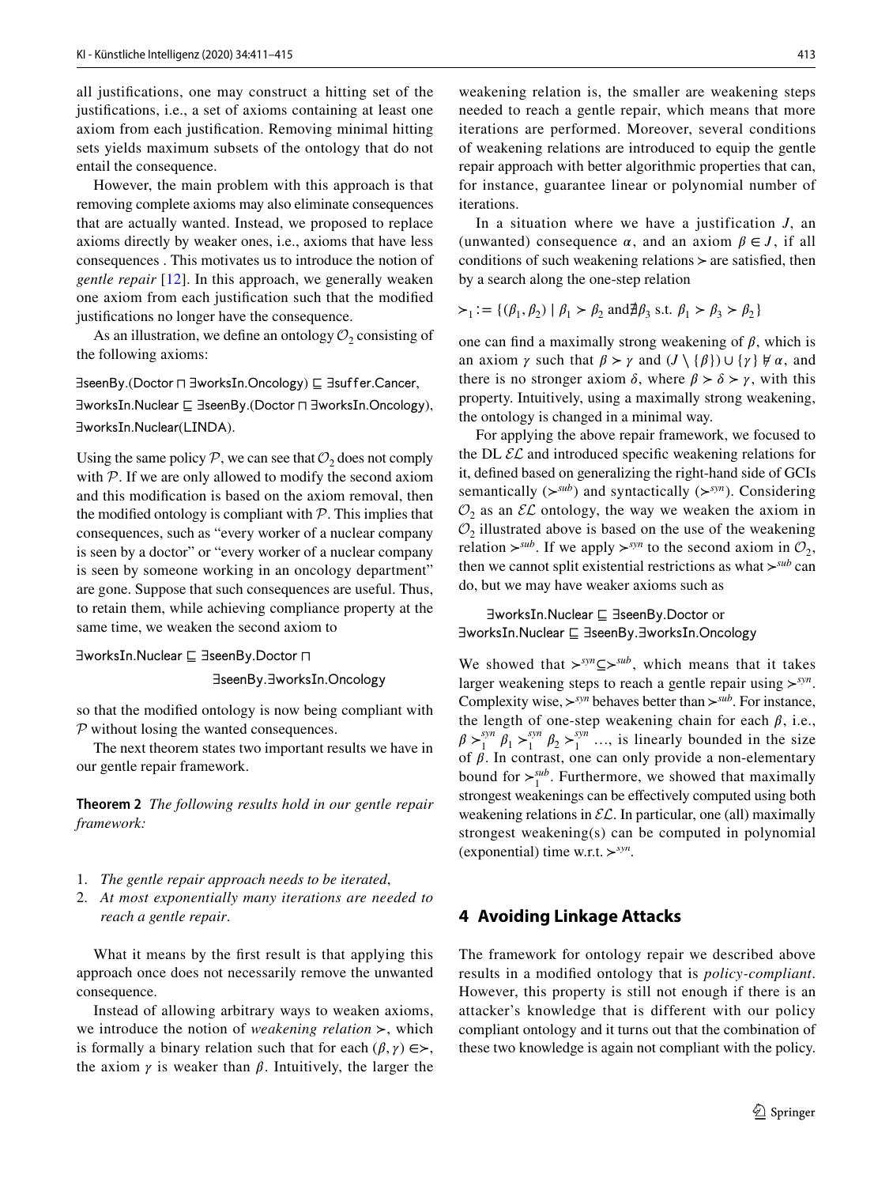all justifications, one may construct a hitting set of the justifications, i.e., a set of axioms containing at least one axiom from each justification. Removing minimal hitting sets yields maximum subsets of the ontology that do not entail the consequence.

However, the main problem with this approach is that removing complete axioms may also eliminate consequences that are actually wanted. Instead, we proposed to replace axioms directly by weaker ones, i.e., axioms that have less consequences . This motivates us to introduce the notion of *gentle repair* [12]. In this approach, we generally weaken one axiom from each justification such that the modified justifications no longer have the consequence.

As an illustration, we define an ontology $\mathcal{O}_2$ consisting of the following axioms:

$\exists$seenBy.(Doctor $\sqcap$ $\exists$worksIn.Oncology) $\sqsubseteq$ $\exists$suffer.Cancer,
$\exists$worksIn.Nuclear $\sqsubseteq$ $\exists$seenBy.(Doctor $\sqcap$ $\exists$worksIn.Oncology),
$\exists$worksIn.Nuclear(LINDA).

Using the same policy $\mathcal{P}$, we can see that $\mathcal{O}_2$ does not comply with $\mathcal{P}$. If we are only allowed to modify the second axiom and this modification is based on the axiom removal, then the modified ontology is compliant with $\mathcal{P}$. This implies that consequences, such as "every worker of a nuclear company is seen by a doctor" or "every worker of a nuclear company is seen by someone working in an oncology department" are gone. Suppose that such consequences are useful. Thus, to retain them, while achieving compliance property at the same time, we weaken the second axiom to

$\exists$worksIn.Nuclear $\sqsubseteq$ $\exists$seenBy.Doctor $\sqcap$
$\exists$seenBy.$\exists$worksIn.Oncology

so that the modified ontology is now being compliant with $\mathcal{P}$ without losing the wanted consequences.

The next theorem states two important results we have in our gentle repair framework.

**Theorem 2** *The following results hold in our gentle repair framework:*

1. *The gentle repair approach needs to be iterated,*
2. *At most exponentially many iterations are needed to reach a gentle repair.*

What it means by the first result is that applying this approach once does not necessarily remove the unwanted consequence.

Instead of allowing arbitrary ways to weaken axioms, we introduce the notion of *weakening relation* $\succ$, which is formally a binary relation such that for each $(\beta, \gamma) \in \succ$, the axiom $\gamma$ is weaker than $\beta$. Intuitively, the larger the weakening relation is, the smaller are weakening steps needed to reach a gentle repair, which means that more iterations are performed. Moreover, several conditions of weakening relations are introduced to equip the gentle repair approach with better algorithmic properties that can, for instance, guarantee linear or polynomial number of iterations.

In a situation where we have a justification $J$, an (unwanted) consequence $\alpha$, and an axiom $\beta \in J$, if all conditions of such weakening relations $\succ$ are satisfied, then by a search along the one-step relation

$$\succ_1 := \{(\beta_1, \beta_2) \mid \beta_1 \succ \beta_2 \text{ and} \nexists \beta_3 \text{ s.t. } \beta_1 \succ \beta_3 \succ \beta_2\}$$

one can find a maximally strong weakening of $\beta$, which is an axiom $\gamma$ such that $\beta \succ \gamma$ and $(J \setminus \{\beta\}) \cup \{\gamma\} \not\models \alpha$, and there is no stronger axiom $\delta$, where $\beta \succ \delta \succ \gamma$, with this property. Intuitively, using a maximally strong weakening, the ontology is changed in a minimal way.

For applying the above repair framework, we focused to the DL $\mathcal{EL}$ and introduced specific weakening relations for it, defined based on generalizing the right-hand side of GCIs semantically ($\succ^{sub}$) and syntactically ($\succ^{syn}$). Considering $\mathcal{O}_2$ as an $\mathcal{EL}$ ontology, the way we weaken the axiom in $\mathcal{O}_2$ illustrated above is based on the use of the weakening relation $\succ^{sub}$. If we apply $\succ^{syn}$ to the second axiom in $\mathcal{O}_2$, then we cannot split existential restrictions as what $\succ^{sub}$ can do, but we may have weaker axioms such as

$\exists$worksIn.Nuclear $\sqsubseteq$ $\exists$seenBy.Doctor or
$\exists$worksIn.Nuclear $\sqsubseteq$ $\exists$seenBy.$\exists$worksIn.Oncology

We showed that $\succ^{syn} \subseteq \succ^{sub}$, which means that it takes larger weakening steps to reach a gentle repair using $\succ^{syn}$. Complexity wise, $\succ^{syn}$ behaves better than $\succ^{sub}$. For instance, the length of one-step weakening chain for each $\beta$, i.e., $\beta \succ_1^{syn} \beta_1 \succ_1^{syn} \beta_2 \succ_1^{syn} \ldots$, is linearly bounded in the size of $\beta$. In contrast, one can only provide a non-elementary bound for $\succ_1^{sub}$. Furthermore, we showed that maximally strongest weakenings can be effectively computed using both weakening relations in $\mathcal{EL}$. In particular, one (all) maximally strongest weakening(s) can be computed in polynomial (exponential) time w.r.t. $\succ^{syn}$.

## 4 Avoiding Linkage Attacks

The framework for ontology repair we described above results in a modified ontology that is *policy-compliant*. However, this property is still not enough if there is an attacker's knowledge that is different with our policy compliant ontology and it turns out that the combination of these two knowledge is again not compliant with the policy.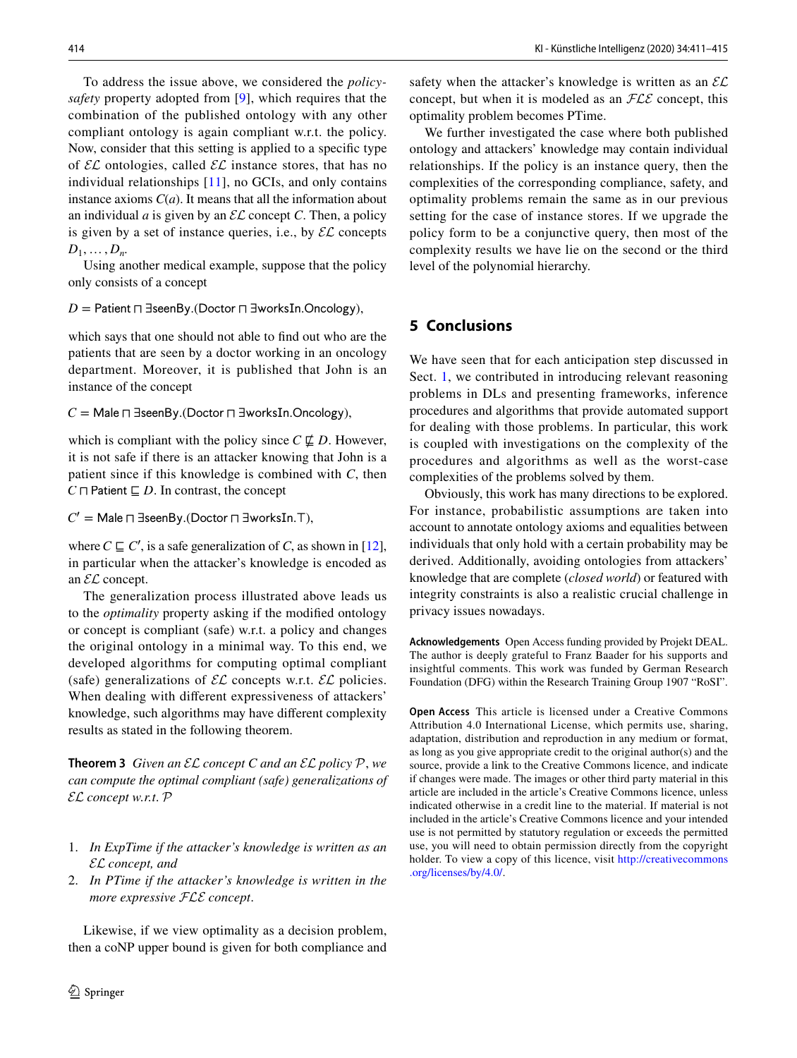To address the issue above, we considered the *policy-safety* property adopted from [9], which requires that the combination of the published ontology with any other compliant ontology is again compliant w.r.t. the policy. Now, consider that this setting is applied to a specific type of $\mathcal{EL}$ ontologies, called $\mathcal{EL}$ instance stores, that has no individual relationships [11], no GCIs, and only contains instance axioms $C(a)$. It means that all the information about an individual $a$ is given by an $\mathcal{EL}$ concept $C$. Then, a policy is given by a set of instance queries, i.e., by $\mathcal{EL}$ concepts $D_1, \ldots, D_n$.

Using another medical example, suppose that the policy only consists of a concept

$$D = \mathsf{Patient} \sqcap \exists \mathsf{seenBy}.(\mathsf{Doctor} \sqcap \exists \mathsf{worksIn}.\mathsf{Oncology}),$$

which says that one should not able to find out who are the patients that are seen by a doctor working in an oncology department. Moreover, it is published that John is an instance of the concept

$$C = \mathsf{Male} \sqcap \exists \mathsf{seenBy}.(\mathsf{Doctor} \sqcap \exists \mathsf{worksIn}.\mathsf{Oncology}),$$

which is compliant with the policy since $C \not\sqsubseteq D$. However, it is not safe if there is an attacker knowing that John is a patient since if this knowledge is combined with $C$, then $C \sqcap \mathsf{Patient} \sqsubseteq D$. In contrast, the concept

$$C' = \mathsf{Male} \sqcap \exists \mathsf{seenBy}.(\mathsf{Doctor} \sqcap \exists \mathsf{worksIn}.\top),$$

where $C \sqsubseteq C'$, is a safe generalization of $C$, as shown in [12], in particular when the attacker's knowledge is encoded as an $\mathcal{EL}$ concept.

The generalization process illustrated above leads us to the *optimality* property asking if the modified ontology or concept is compliant (safe) w.r.t. a policy and changes the original ontology in a minimal way. To this end, we developed algorithms for computing optimal compliant (safe) generalizations of $\mathcal{EL}$ concepts w.r.t. $\mathcal{EL}$ policies. When dealing with different expressiveness of attackers' knowledge, such algorithms may have different complexity results as stated in the following theorem.

**Theorem 3** *Given an $\mathcal{EL}$ concept $C$ and an $\mathcal{EL}$ policy $\mathcal{P}$, we can compute the optimal compliant (safe) generalizations of $\mathcal{EL}$ concept w.r.t. $\mathcal{P}$*

1. *In ExpTime if the attacker's knowledge is written as an $\mathcal{EL}$ concept, and*
2. *In PTime if the attacker's knowledge is written in the more expressive $\mathcal{FLE}$ concept.*

Likewise, if we view optimality as a decision problem, then a coNP upper bound is given for both compliance and safety when the attacker's knowledge is written as an $\mathcal{EL}$ concept, but when it is modeled as an $\mathcal{FLE}$ concept, this optimality problem becomes PTime.

We further investigated the case where both published ontology and attackers' knowledge may contain individual relationships. If the policy is an instance query, then the complexities of the corresponding compliance, safety, and optimality problems remain the same as in our previous setting for the case of instance stores. If we upgrade the policy form to be a conjunctive query, then most of the complexity results we have lie on the second or the third level of the polynomial hierarchy.

## 5 Conclusions

We have seen that for each anticipation step discussed in Sect. 1, we contributed in introducing relevant reasoning problems in DLs and presenting frameworks, inference procedures and algorithms that provide automated support for dealing with those problems. In particular, this work is coupled with investigations on the complexity of the procedures and algorithms as well as the worst-case complexities of the problems solved by them.

Obviously, this work has many directions to be explored. For instance, probabilistic assumptions are taken into account to annotate ontology axioms and equalities between individuals that only hold with a certain probability may be derived. Additionally, avoiding ontologies from attackers' knowledge that are complete (*closed world*) or featured with integrity constraints is also a realistic crucial challenge in privacy issues nowadays.

**Acknowledgements** Open Access funding provided by Projekt DEAL. The author is deeply grateful to Franz Baader for his supports and insightful comments. This work was funded by German Research Foundation (DFG) within the Research Training Group 1907 "RoSI".

**Open Access** This article is licensed under a Creative Commons Attribution 4.0 International License, which permits use, sharing, adaptation, distribution and reproduction in any medium or format, as long as you give appropriate credit to the original author(s) and the source, provide a link to the Creative Commons licence, and indicate if changes were made. The images or other third party material in this article are included in the article's Creative Commons licence, unless indicated otherwise in a credit line to the material. If material is not included in the article's Creative Commons licence and your intended use is not permitted by statutory regulation or exceeds the permitted use, you will need to obtain permission directly from the copyright holder. To view a copy of this licence, visit http://creativecommons.org/licenses/by/4.0/.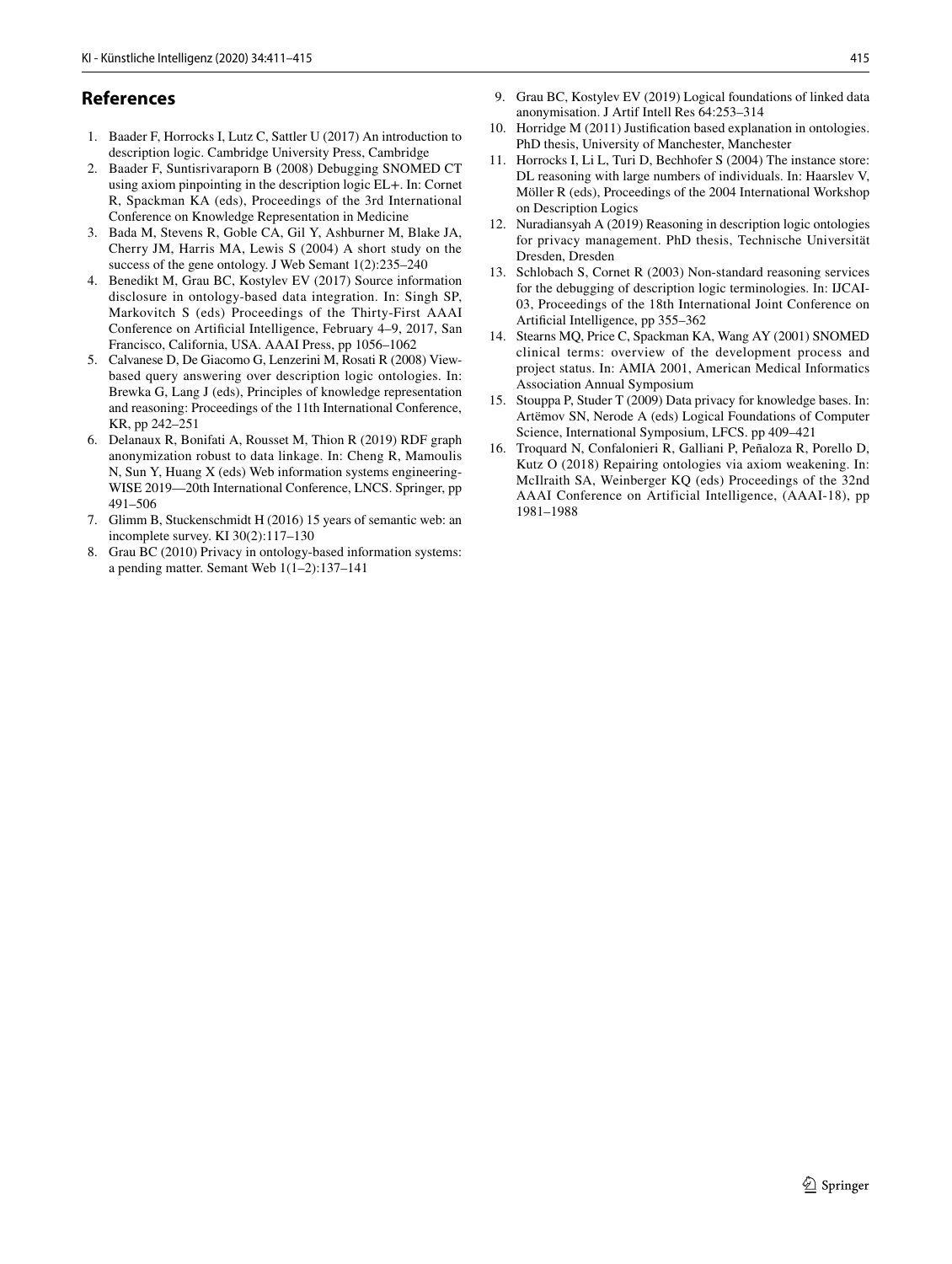## References

1. Baader F, Horrocks I, Lutz C, Sattler U (2017) An introduction to description logic. Cambridge University Press, Cambridge
2. Baader F, Suntisrivaraporn B (2008) Debugging SNOMED CT using axiom pinpointing in the description logic EL+. In: Cornet R, Spackman KA (eds), Proceedings of the 3rd International Conference on Knowledge Representation in Medicine
3. Bada M, Stevens R, Goble CA, Gil Y, Ashburner M, Blake JA, Cherry JM, Harris MA, Lewis S (2004) A short study on the success of the gene ontology. J Web Semant 1(2):235–240
4. Benedikt M, Grau BC, Kostylev EV (2017) Source information disclosure in ontology-based data integration. In: Singh SP, Markovitch S (eds) Proceedings of the Thirty-First AAAI Conference on Artificial Intelligence, February 4–9, 2017, San Francisco, California, USA. AAAI Press, pp 1056–1062
5. Calvanese D, De Giacomo G, Lenzerini M, Rosati R (2008) View-based query answering over description logic ontologies. In: Brewka G, Lang J (eds), Principles of knowledge representation and reasoning: Proceedings of the 11th International Conference, KR, pp 242–251
6. Delanaux R, Bonifati A, Rousset M, Thion R (2019) RDF graph anonymization robust to data linkage. In: Cheng R, Mamoulis N, Sun Y, Huang X (eds) Web information systems engineering-WISE 2019—20th International Conference, LNCS. Springer, pp 491–506
7. Glimm B, Stuckenschmidt H (2016) 15 years of semantic web: an incomplete survey. KI 30(2):117–130
8. Grau BC (2010) Privacy in ontology-based information systems: a pending matter. Semant Web 1(1–2):137–141
9. Grau BC, Kostylev EV (2019) Logical foundations of linked data anonymisation. J Artif Intell Res 64:253–314
10. Horridge M (2011) Justification based explanation in ontologies. PhD thesis, University of Manchester, Manchester
11. Horrocks I, Li L, Turi D, Bechhofer S (2004) The instance store: DL reasoning with large numbers of individuals. In: Haarslev V, Möller R (eds), Proceedings of the 2004 International Workshop on Description Logics
12. Nuradiansyah A (2019) Reasoning in description logic ontologies for privacy management. PhD thesis, Technische Universität Dresden, Dresden
13. Schlobach S, Cornet R (2003) Non-standard reasoning services for the debugging of description logic terminologies. In: IJCAI-03, Proceedings of the 18th International Joint Conference on Artificial Intelligence, pp 355–362
14. Stearns MQ, Price C, Spackman KA, Wang AY (2001) SNOMED clinical terms: overview of the development process and project status. In: AMIA 2001, American Medical Informatics Association Annual Symposium
15. Stouppa P, Studer T (2009) Data privacy for knowledge bases. In: Artëmov SN, Nerode A (eds) Logical Foundations of Computer Science, International Symposium, LFCS. pp 409–421
16. Troquard N, Confalonieri R, Galliani P, Peñaloza R, Porello D, Kutz O (2018) Repairing ontologies via axiom weakening. In: McIlraith SA, Weinberger KQ (eds) Proceedings of the 32nd AAAI Conference on Artificial Intelligence, (AAAI-18), pp 1981–1988